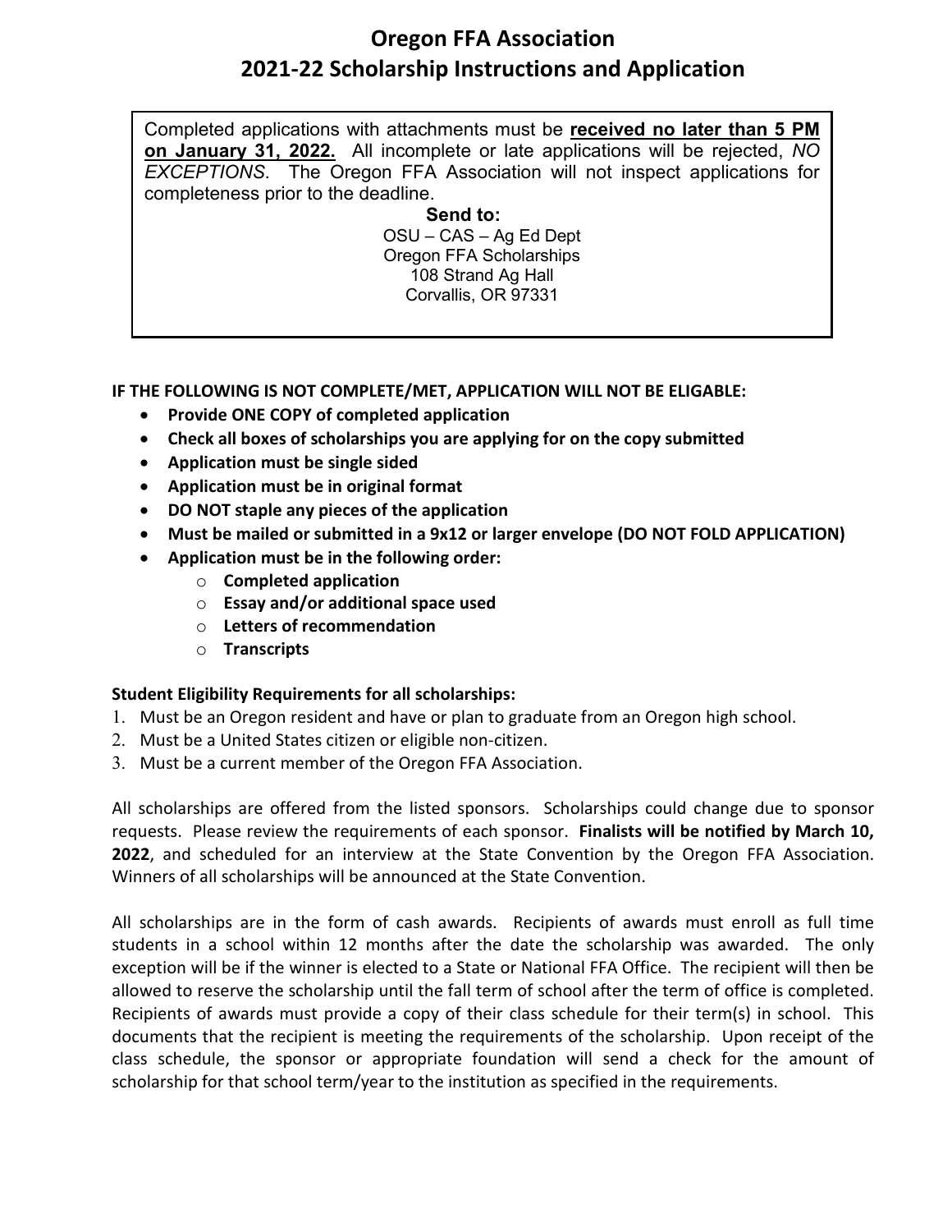# Oregon FFA Association
# 2021-22 Scholarship Instructions and Application

Completed applications with attachments must be **<u>received no later than 5 PM on January 31, 2022.</u>** All incomplete or late applications will be rejected, *NO EXCEPTIONS*. The Oregon FFA Association will not inspect applications for completeness prior to the deadline.

**Send to:**
OSU – CAS – Ag Ed Dept
Oregon FFA Scholarships
108 Strand Ag Hall
Corvallis, OR 97331

**IF THE FOLLOWING IS NOT COMPLETE/MET, APPLICATION WILL NOT BE ELIGABLE:**

- **Provide ONE COPY of completed application**
- **Check all boxes of scholarships you are applying for on the copy submitted**
- **Application must be single sided**
- **Application must be in original format**
- **DO NOT staple any pieces of the application**
- **Must be mailed or submitted in a 9x12 or larger envelope (DO NOT FOLD APPLICATION)**
- **Application must be in the following order:**
  - **Completed application**
  - **Essay and/or additional space used**
  - **Letters of recommendation**
  - **Transcripts**

**Student Eligibility Requirements for all scholarships:**

1. Must be an Oregon resident and have or plan to graduate from an Oregon high school.
2. Must be a United States citizen or eligible non-citizen.
3. Must be a current member of the Oregon FFA Association.

All scholarships are offered from the listed sponsors. Scholarships could change due to sponsor requests. Please review the requirements of each sponsor. **Finalists will be notified by March 10, 2022**, and scheduled for an interview at the State Convention by the Oregon FFA Association. Winners of all scholarships will be announced at the State Convention.

All scholarships are in the form of cash awards. Recipients of awards must enroll as full time students in a school within 12 months after the date the scholarship was awarded. The only exception will be if the winner is elected to a State or National FFA Office. The recipient will then be allowed to reserve the scholarship until the fall term of school after the term of office is completed. Recipients of awards must provide a copy of their class schedule for their term(s) in school. This documents that the recipient is meeting the requirements of the scholarship. Upon receipt of the class schedule, the sponsor or appropriate foundation will send a check for the amount of scholarship for that school term/year to the institution as specified in the requirements.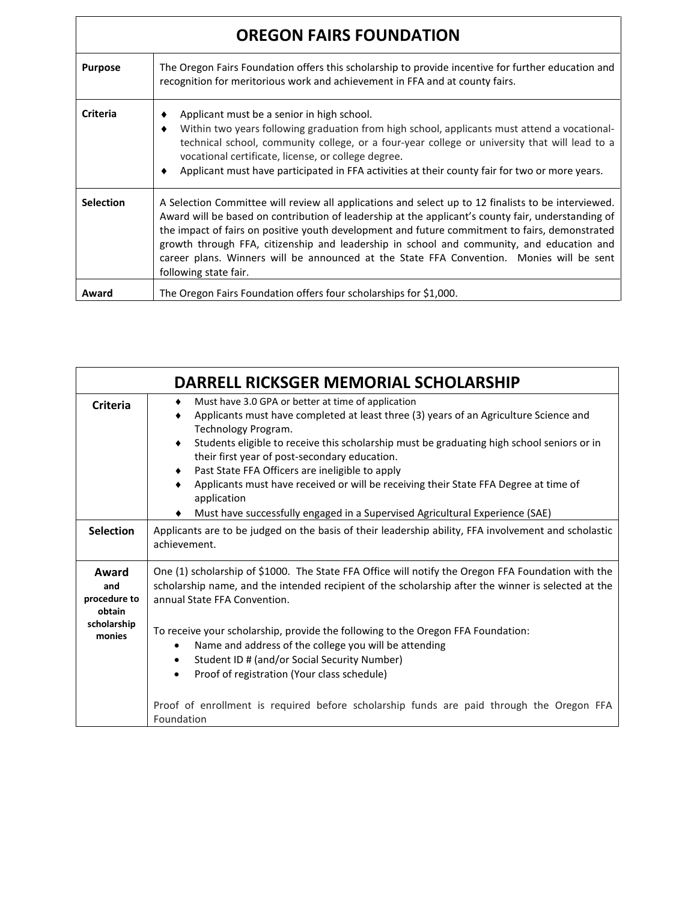## OREGON FAIRS FOUNDATION

| | |
|---|---|
| **Purpose** | The Oregon Fairs Foundation offers this scholarship to provide incentive for further education and recognition for meritorious work and achievement in FFA and at county fairs. |
| **Criteria** | ♦ Applicant must be a senior in high school.<br>♦ Within two years following graduation from high school, applicants must attend a vocational-technical school, community college, or a four-year college or university that will lead to a vocational certificate, license, or college degree.<br>♦ Applicant must have participated in FFA activities at their county fair for two or more years. |
| **Selection** | A Selection Committee will review all applications and select up to 12 finalists to be interviewed. Award will be based on contribution of leadership at the applicant's county fair, understanding of the impact of fairs on positive youth development and future commitment to fairs, demonstrated growth through FFA, citizenship and leadership in school and community, and education and career plans. Winners will be announced at the State FFA Convention. Monies will be sent following state fair. |
| **Award** | The Oregon Fairs Foundation offers four scholarships for $1,000. |

## DARRELL RICKSGER MEMORIAL SCHOLARSHIP

| | |
|---|---|
| **Criteria** | ♦ Must have 3.0 GPA or better at time of application<br>♦ Applicants must have completed at least three (3) years of an Agriculture Science and Technology Program.<br>♦ Students eligible to receive this scholarship must be graduating high school seniors or in their first year of post-secondary education.<br>♦ Past State FFA Officers are ineligible to apply<br>♦ Applicants must have received or will be receiving their State FFA Degree at time of application<br>♦ Must have successfully engaged in a Supervised Agricultural Experience (SAE) |
| **Selection** | Applicants are to be judged on the basis of their leadership ability, FFA involvement and scholastic achievement. |
| **Award and procedure to obtain scholarship monies** | One (1) scholarship of $1000. The State FFA Office will notify the Oregon FFA Foundation with the scholarship name, and the intended recipient of the scholarship after the winner is selected at the annual State FFA Convention.<br><br>To receive your scholarship, provide the following to the Oregon FFA Foundation:<br>• Name and address of the college you will be attending<br>• Student ID # (and/or Social Security Number)<br>• Proof of registration (Your class schedule)<br><br>Proof of enrollment is required before scholarship funds are paid through the Oregon FFA Foundation |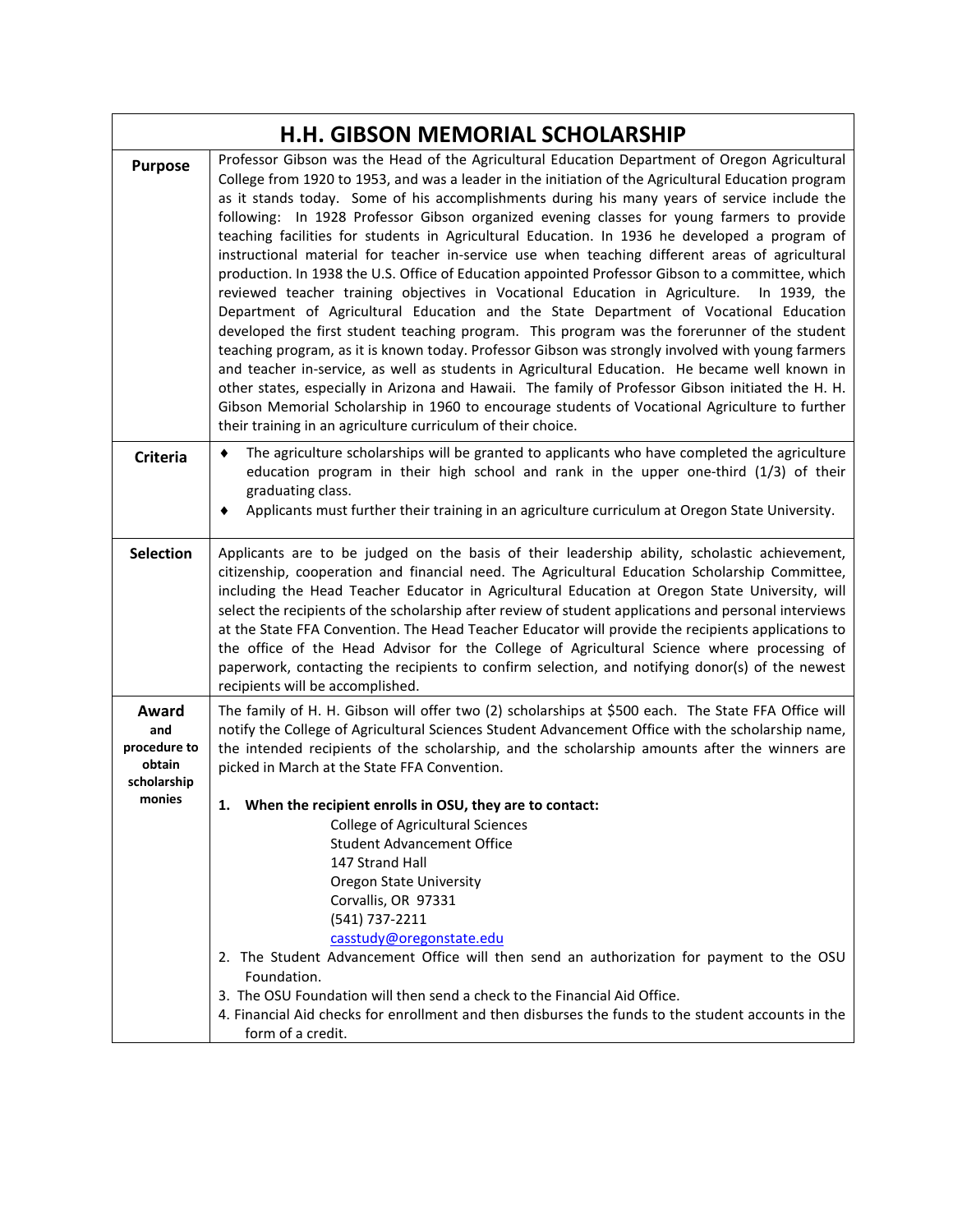# H.H. GIBSON MEMORIAL SCHOLARSHIP

| | |
|---|---|
| **Purpose** | Professor Gibson was the Head of the Agricultural Education Department of Oregon Agricultural College from 1920 to 1953, and was a leader in the initiation of the Agricultural Education program as it stands today. Some of his accomplishments during his many years of service include the following: In 1928 Professor Gibson organized evening classes for young farmers to provide teaching facilities for students in Agricultural Education. In 1936 he developed a program of instructional material for teacher in-service use when teaching different areas of agricultural production. In 1938 the U.S. Office of Education appointed Professor Gibson to a committee, which reviewed teacher training objectives in Vocational Education in Agriculture. In 1939, the Department of Agricultural Education and the State Department of Vocational Education developed the first student teaching program. This program was the forerunner of the student teaching program, as it is known today. Professor Gibson was strongly involved with young farmers and teacher in-service, as well as students in Agricultural Education. He became well known in other states, especially in Arizona and Hawaii. The family of Professor Gibson initiated the H. H. Gibson Memorial Scholarship in 1960 to encourage students of Vocational Agriculture to further their training in an agriculture curriculum of their choice. |
| **Criteria** | ♦ The agriculture scholarships will be granted to applicants who have completed the agriculture education program in their high school and rank in the upper one-third (1/3) of their graduating class.<br>♦ Applicants must further their training in an agriculture curriculum at Oregon State University. |
| **Selection** | Applicants are to be judged on the basis of their leadership ability, scholastic achievement, citizenship, cooperation and financial need. The Agricultural Education Scholarship Committee, including the Head Teacher Educator in Agricultural Education at Oregon State University, will select the recipients of the scholarship after review of student applications and personal interviews at the State FFA Convention. The Head Teacher Educator will provide the recipients applications to the office of the Head Advisor for the College of Agricultural Science where processing of paperwork, contacting the recipients to confirm selection, and notifying donor(s) of the newest recipients will be accomplished. |
| **Award and procedure to obtain scholarship monies** | The family of H. H. Gibson will offer two (2) scholarships at $500 each. The State FFA Office will notify the College of Agricultural Sciences Student Advancement Office with the scholarship name, the intended recipients of the scholarship, and the scholarship amounts after the winners are picked in March at the State FFA Convention.<br><br>**1. When the recipient enrolls in OSU, they are to contact:**<br>College of Agricultural Sciences<br>Student Advancement Office<br>147 Strand Hall<br>Oregon State University<br>Corvallis, OR 97331<br>(541) 737-2211<br>casstudy@oregonstate.edu<br>2. The Student Advancement Office will then send an authorization for payment to the OSU Foundation.<br>3. The OSU Foundation will then send a check to the Financial Aid Office.<br>4. Financial Aid checks for enrollment and then disburses the funds to the student accounts in the form of a credit. |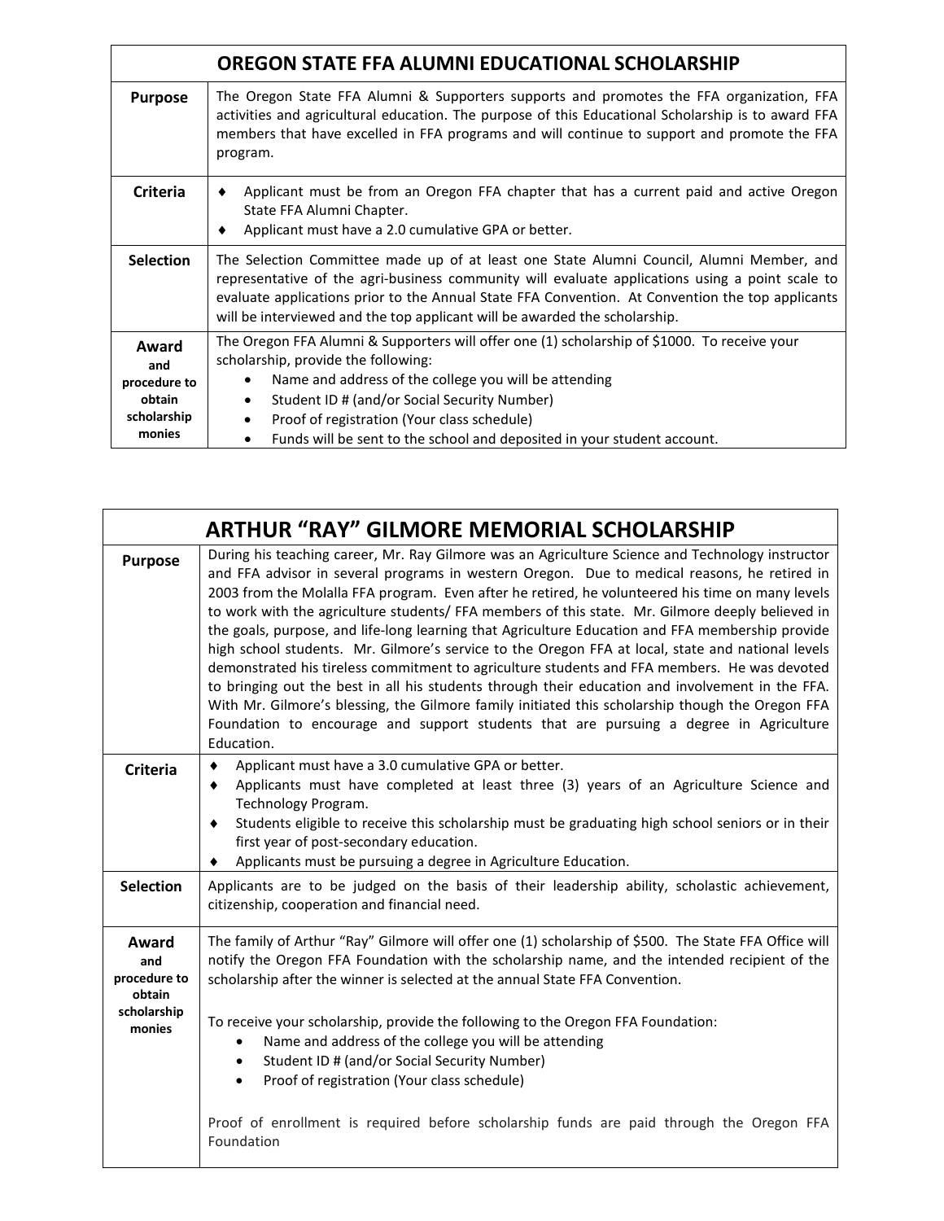| OREGON STATE FFA ALUMNI EDUCATIONAL SCHOLARSHIP | |
|---|---|
| **Purpose** | The Oregon State FFA Alumni & Supporters supports and promotes the FFA organization, FFA activities and agricultural education. The purpose of this Educational Scholarship is to award FFA members that have excelled in FFA programs and will continue to support and promote the FFA program. |
| **Criteria** | ♦ Applicant must be from an Oregon FFA chapter that has a current paid and active Oregon State FFA Alumni Chapter.<br>♦ Applicant must have a 2.0 cumulative GPA or better. |
| **Selection** | The Selection Committee made up of at least one State Alumni Council, Alumni Member, and representative of the agri-business community will evaluate applications using a point scale to evaluate applications prior to the Annual State FFA Convention. At Convention the top applicants will be interviewed and the top applicant will be awarded the scholarship. |
| **Award and procedure to obtain scholarship monies** | The Oregon FFA Alumni & Supporters will offer one (1) scholarship of $1000. To receive your scholarship, provide the following:<br>• Name and address of the college you will be attending<br>• Student ID # (and/or Social Security Number)<br>• Proof of registration (Your class schedule)<br>• Funds will be sent to the school and deposited in your student account. |

| ARTHUR "RAY" GILMORE MEMORIAL SCHOLARSHIP | |
|---|---|
| **Purpose** | During his teaching career, Mr. Ray Gilmore was an Agriculture Science and Technology instructor and FFA advisor in several programs in western Oregon. Due to medical reasons, he retired in 2003 from the Molalla FFA program. Even after he retired, he volunteered his time on many levels to work with the agriculture students/ FFA members of this state. Mr. Gilmore deeply believed in the goals, purpose, and life-long learning that Agriculture Education and FFA membership provide high school students. Mr. Gilmore's service to the Oregon FFA at local, state and national levels demonstrated his tireless commitment to agriculture students and FFA members. He was devoted to bringing out the best in all his students through their education and involvement in the FFA. With Mr. Gilmore's blessing, the Gilmore family initiated this scholarship though the Oregon FFA Foundation to encourage and support students that are pursuing a degree in Agriculture Education. |
| **Criteria** | ♦ Applicant must have a 3.0 cumulative GPA or better.<br>♦ Applicants must have completed at least three (3) years of an Agriculture Science and Technology Program.<br>♦ Students eligible to receive this scholarship must be graduating high school seniors or in their first year of post-secondary education.<br>♦ Applicants must be pursuing a degree in Agriculture Education. |
| **Selection** | Applicants are to be judged on the basis of their leadership ability, scholastic achievement, citizenship, cooperation and financial need. |
| **Award and procedure to obtain scholarship monies** | The family of Arthur "Ray" Gilmore will offer one (1) scholarship of $500. The State FFA Office will notify the Oregon FFA Foundation with the scholarship name, and the intended recipient of the scholarship after the winner is selected at the annual State FFA Convention.<br><br>To receive your scholarship, provide the following to the Oregon FFA Foundation:<br>• Name and address of the college you will be attending<br>• Student ID # (and/or Social Security Number)<br>• Proof of registration (Your class schedule)<br><br>Proof of enrollment is required before scholarship funds are paid through the Oregon FFA Foundation |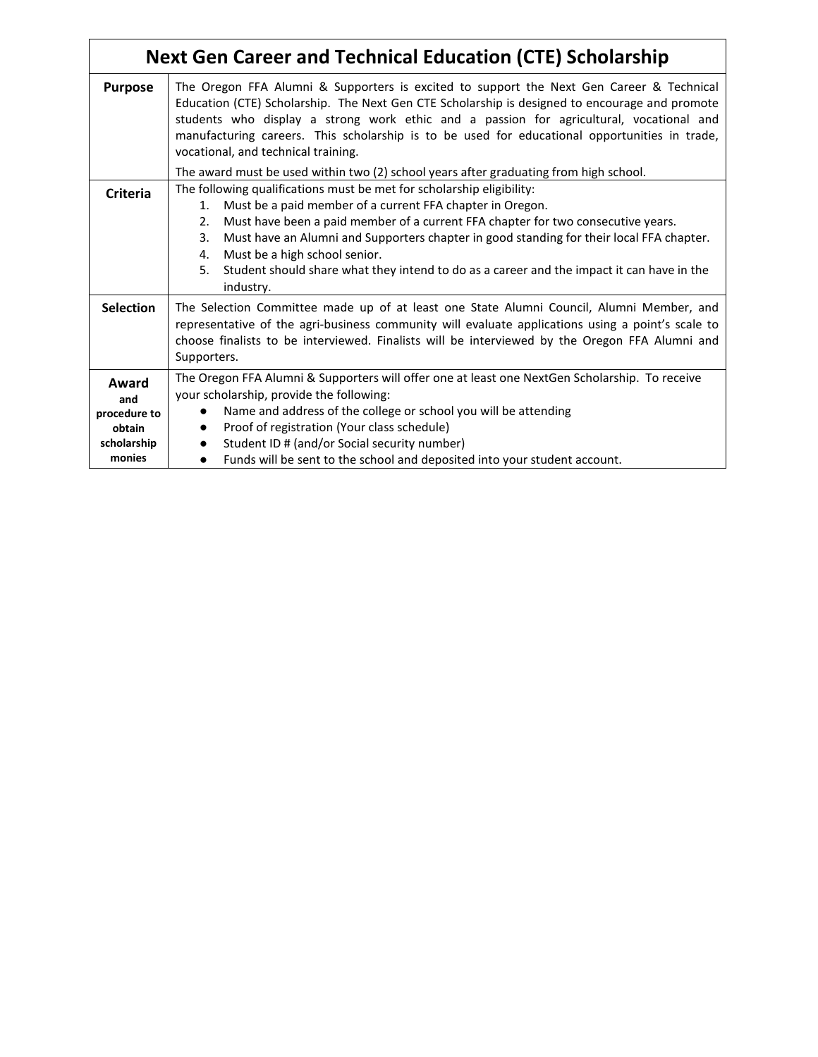# Next Gen Career and Technical Education (CTE) Scholarship

| | |
|---|---|
| **Purpose** | The Oregon FFA Alumni & Supporters is excited to support the Next Gen Career & Technical Education (CTE) Scholarship. The Next Gen CTE Scholarship is designed to encourage and promote students who display a strong work ethic and a passion for agricultural, vocational and manufacturing careers. This scholarship is to be used for educational opportunities in trade, vocational, and technical training.<br><br>The award must be used within two (2) school years after graduating from high school. |
| **Criteria** | The following qualifications must be met for scholarship eligibility:<br>1. Must be a paid member of a current FFA chapter in Oregon.<br>2. Must have been a paid member of a current FFA chapter for two consecutive years.<br>3. Must have an Alumni and Supporters chapter in good standing for their local FFA chapter.<br>4. Must be a high school senior.<br>5. Student should share what they intend to do as a career and the impact it can have in the industry. |
| **Selection** | The Selection Committee made up of at least one State Alumni Council, Alumni Member, and representative of the agri-business community will evaluate applications using a point's scale to choose finalists to be interviewed. Finalists will be interviewed by the Oregon FFA Alumni and Supporters. |
| **Award and procedure to obtain scholarship monies** | The Oregon FFA Alumni & Supporters will offer one at least one NextGen Scholarship. To receive your scholarship, provide the following:<br>● Name and address of the college or school you will be attending<br>● Proof of registration (Your class schedule)<br>● Student ID # (and/or Social security number)<br>● Funds will be sent to the school and deposited into your student account. |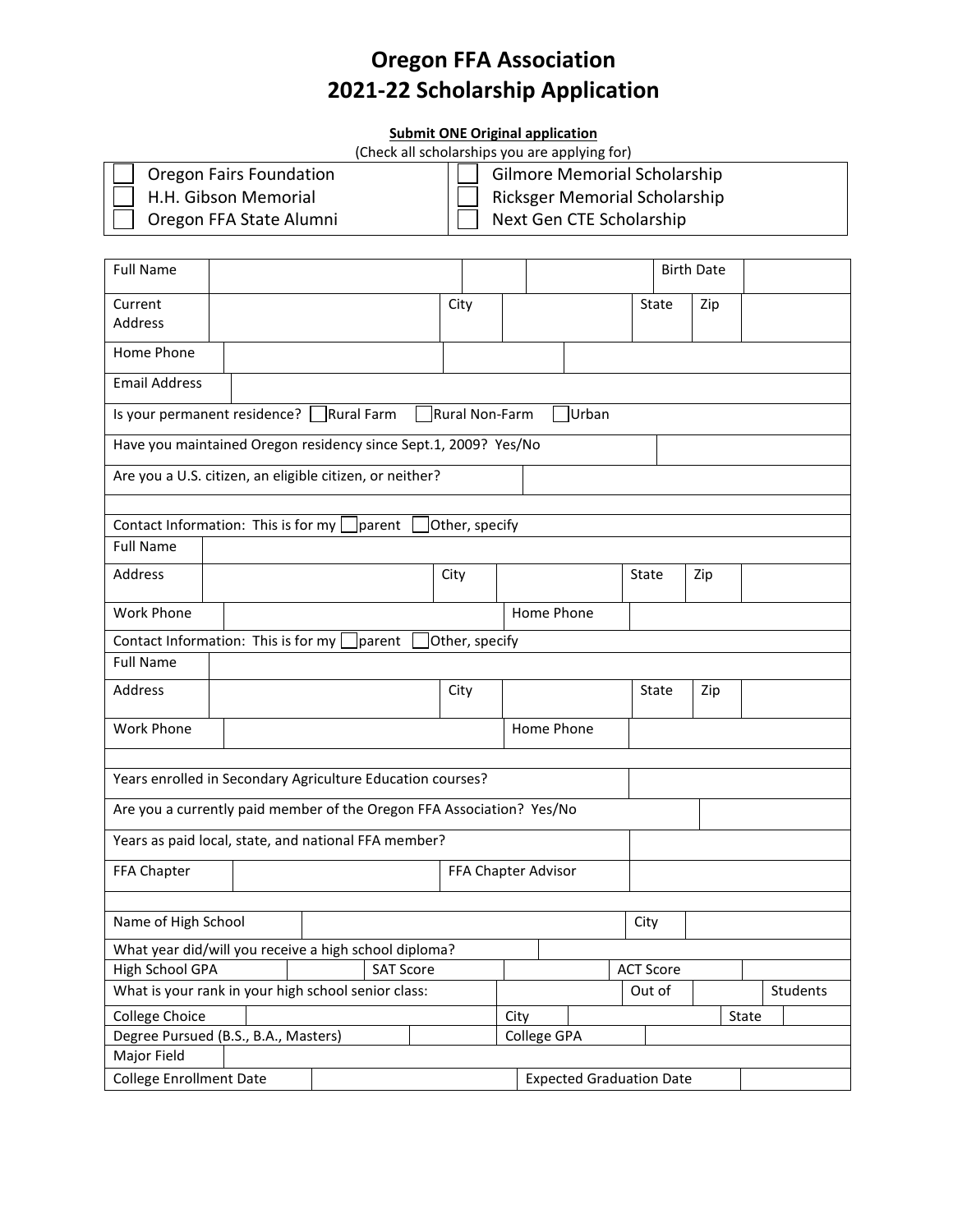# Oregon FFA Association
# 2021-22 Scholarship Application

**Submit ONE Original application**

(Check all scholarships you are applying for)

| | |
|---|---|
| ☐ Oregon Fairs Foundation | ☐ Gilmore Memorial Scholarship |
| ☐ H.H. Gibson Memorial | ☐ Ricksger Memorial Scholarship |
| ☐ Oregon FFA State Alumni | ☐ Next Gen CTE Scholarship |

| | | | | | | | |
|---|---|---|---|---|---|---|---|
| Full Name | | | | | | Birth Date | |
| Current Address | | City | | State | | Zip | |
| Home Phone | | | | | | | |
| Email Address | | | | | | | |
| Is your permanent residence? ☐ Rural Farm ☐ Rural Non-Farm ☐ Urban | | | | | | | |
| Have you maintained Oregon residency since Sept.1, 2009? Yes/No | | | | | | | |
| Are you a U.S. citizen, an eligible citizen, or neither? | | | | | | | |
| | | | | | | | |
| Contact Information: This is for my ☐ parent ☐ Other, specify | | | | | | | |
| Full Name | | | | | | | |
| Address | | City | | State | | Zip | |
| Work Phone | | | | Home Phone | | | |
| Contact Information: This is for my ☐ parent ☐ Other, specify | | | | | | | |
| Full Name | | | | | | | |
| Address | | City | | State | | Zip | |
| Work Phone | | | | Home Phone | | | |
| | | | | | | | |
| Years enrolled in Secondary Agriculture Education courses? | | | | | | | |
| Are you a currently paid member of the Oregon FFA Association? Yes/No | | | | | | | |
| Years as paid local, state, and national FFA member? | | | | | | | |
| FFA Chapter | | FFA Chapter Advisor | | | | | |
| | | | | | | | |
| Name of High School | | | | City | | | |
| What year did/will you receive a high school diploma? | | | | | | | |
| High School GPA | | SAT Score | | ACT Score | | | |
| What is your rank in your high school senior class: | | | | Out of | | Students | |
| College Choice | | City | | State | | | |
| Degree Pursued (B.S., B.A., Masters) | | College GPA | | | | | |
| Major Field | | | | | | | |
| College Enrollment Date | | Expected Graduation Date | | | | | |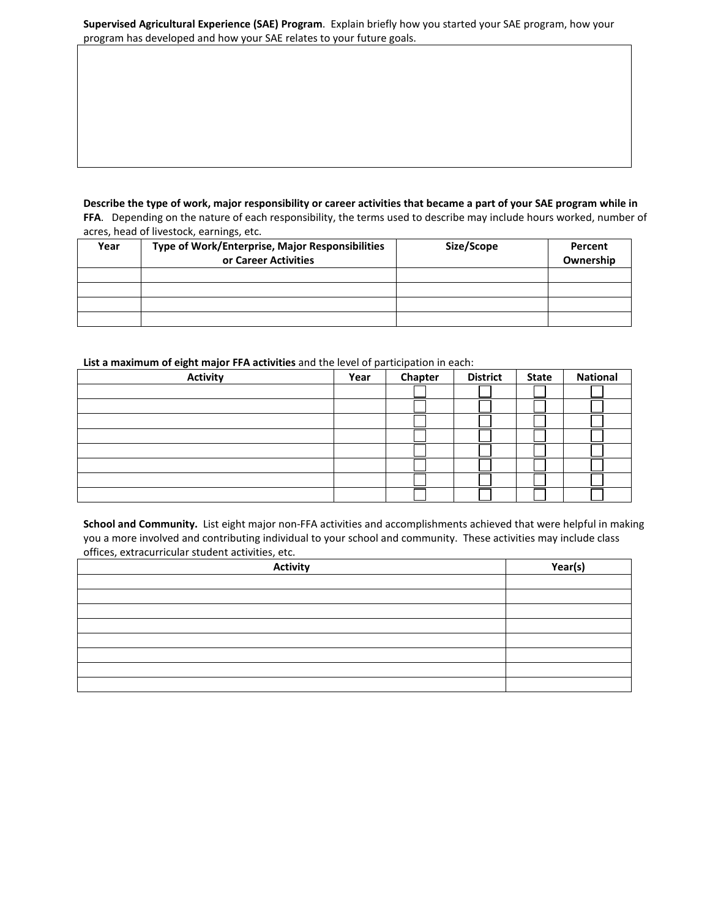**Supervised Agricultural Experience (SAE) Program**. Explain briefly how you started your SAE program, how your program has developed and how your SAE relates to your future goals.

| |
|---|
| |

**Describe the type of work, major responsibility or career activities that became a part of your SAE program while in FFA**. Depending on the nature of each responsibility, the terms used to describe may include hours worked, number of acres, head of livestock, earnings, etc.

| Year | Type of Work/Enterprise, Major Responsibilities or Career Activities | Size/Scope | Percent Ownership |
|---|---|---|---|
| | | | |
| | | | |
| | | | |
| | | | |

**List a maximum of eight major FFA activities** and the level of participation in each:

| Activity | Year | Chapter | District | State | National |
|---|---|---|---|---|---|
| | | ☐ | ☐ | ☐ | ☐ |
| | | ☐ | ☐ | ☐ | ☐ |
| | | ☐ | ☐ | ☐ | ☐ |
| | | ☐ | ☐ | ☐ | ☐ |
| | | ☐ | ☐ | ☐ | ☐ |
| | | ☐ | ☐ | ☐ | ☐ |
| | | ☐ | ☐ | ☐ | ☐ |
| | | ☐ | ☐ | ☐ | ☐ |

**School and Community.** List eight major non-FFA activities and accomplishments achieved that were helpful in making you a more involved and contributing individual to your school and community. These activities may include class offices, extracurricular student activities, etc.

| Activity | Year(s) |
|---|---|
| | |
| | |
| | |
| | |
| | |
| | |
| | |
| | |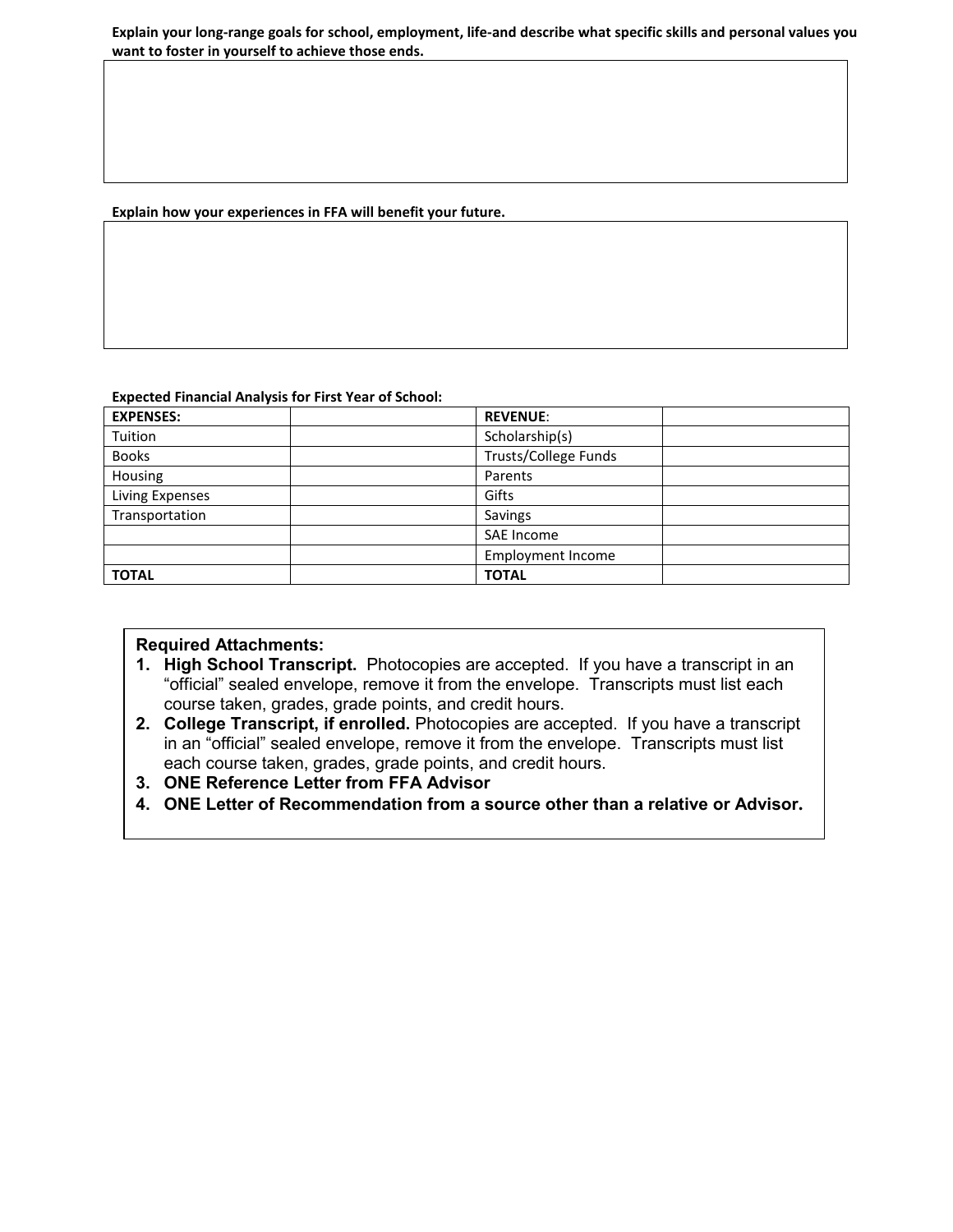**Explain your long-range goals for school, employment, life-and describe what specific skills and personal values you want to foster in yourself to achieve those ends.**

**Explain how your experiences in FFA will benefit your future.**

**Expected Financial Analysis for First Year of School:**

| **EXPENSES:** | | **REVENUE**: | |
|---|---|---|---|
| Tuition | | Scholarship(s) | |
| Books | | Trusts/College Funds | |
| Housing | | Parents | |
| Living Expenses | | Gifts | |
| Transportation | | Savings | |
| | | SAE Income | |
| | | Employment Income | |
| **TOTAL** | | **TOTAL** | |

**Required Attachments:**

1. **High School Transcript.** Photocopies are accepted. If you have a transcript in an "official" sealed envelope, remove it from the envelope. Transcripts must list each course taken, grades, grade points, and credit hours.
2. **College Transcript, if enrolled.** Photocopies are accepted. If you have a transcript in an "official" sealed envelope, remove it from the envelope. Transcripts must list each course taken, grades, grade points, and credit hours.
3. **ONE Reference Letter from FFA Advisor**
4. **ONE Letter of Recommendation from a source other than a relative or Advisor.**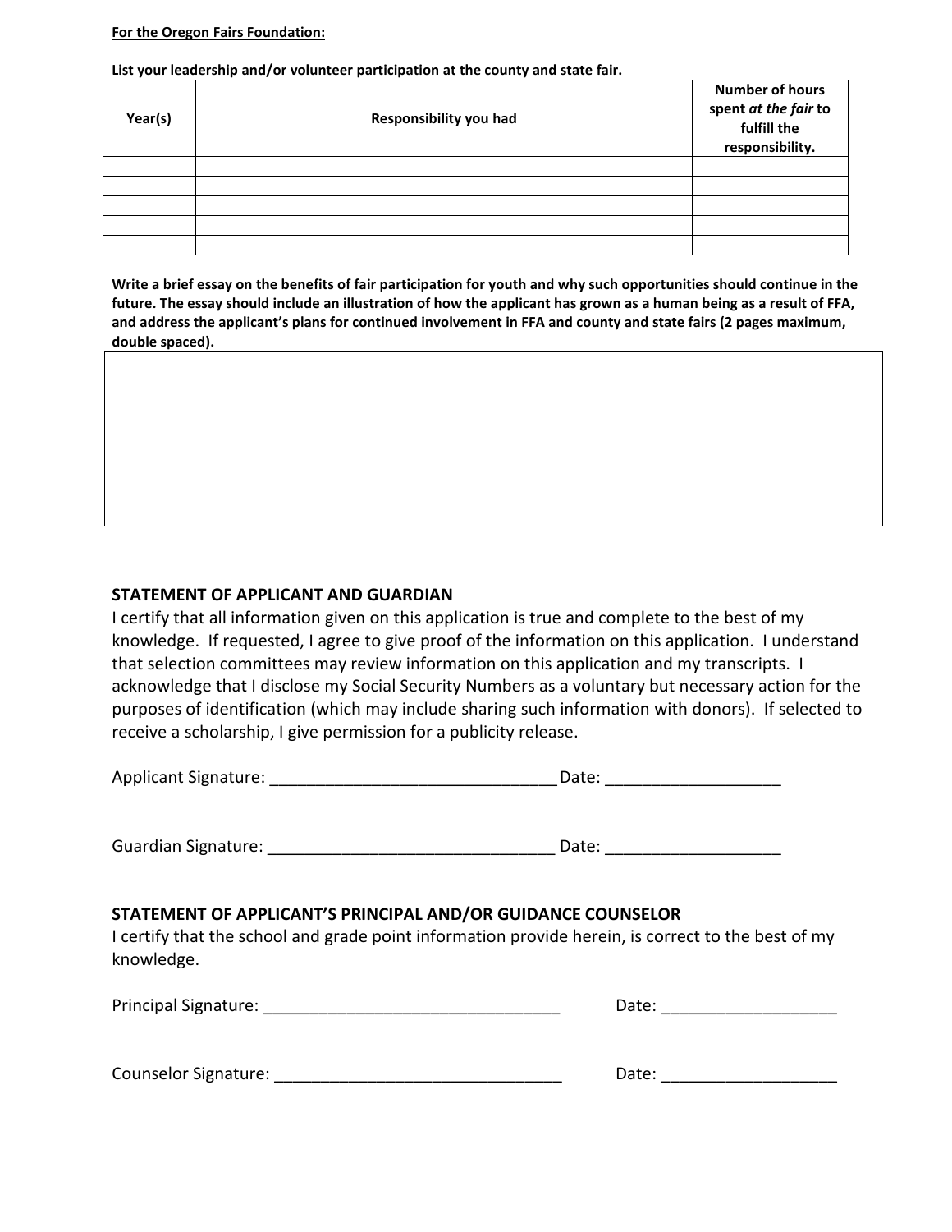**For the Oregon Fairs Foundation:**

**List your leadership and/or volunteer participation at the county and state fair.**

| Year(s) | Responsibility you had | Number of hours spent *at the fair* to fulfill the responsibility. |
|---|---|---|
| | | |
| | | |
| | | |
| | | |
| | | |

**Write a brief essay on the benefits of fair participation for youth and why such opportunities should continue in the future. The essay should include an illustration of how the applicant has grown as a human being as a result of FFA, and address the applicant's plans for continued involvement in FFA and county and state fairs (2 pages maximum, double spaced).**

## STATEMENT OF APPLICANT AND GUARDIAN

I certify that all information given on this application is true and complete to the best of my knowledge. If requested, I agree to give proof of the information on this application. I understand that selection committees may review information on this application and my transcripts. I acknowledge that I disclose my Social Security Numbers as a voluntary but necessary action for the purposes of identification (which may include sharing such information with donors). If selected to receive a scholarship, I give permission for a publicity release.

Applicant Signature: ________________________________ Date: ___________________

Guardian Signature: ________________________________ Date: ___________________

## STATEMENT OF APPLICANT'S PRINCIPAL AND/OR GUIDANCE COUNSELOR

I certify that the school and grade point information provide herein, is correct to the best of my knowledge.

Principal Signature: _________________________________ Date: ___________________

Counselor Signature: ________________________________ Date: ___________________